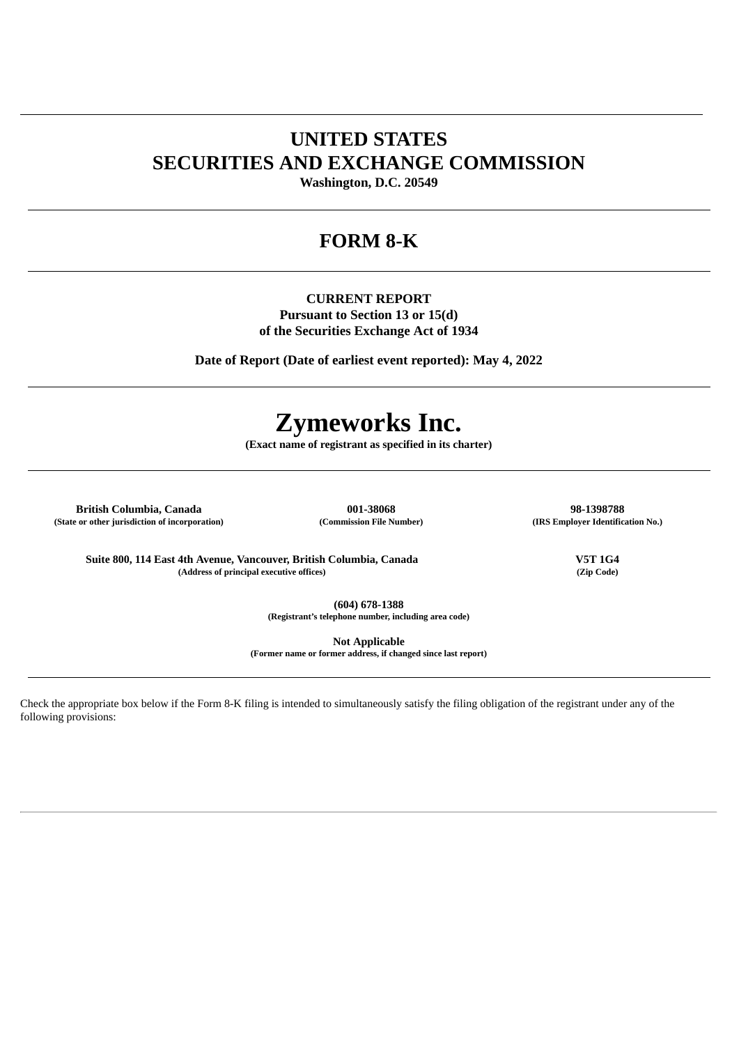# UNITED STATES
# SECURITIES AND EXCHANGE COMMISSION

**Washington, D.C. 20549**

## FORM 8-K

**CURRENT REPORT**
**Pursuant to Section 13 or 15(d)**
**of the Securities Exchange Act of 1934**

**Date of Report (Date of earliest event reported): May 4, 2022**

# Zymeworks Inc.

**(Exact name of registrant as specified in its charter)**

| British Columbia, Canada | 001-38068 | 98-1398788 |
|---|---|---|
| (State or other jurisdiction of incorporation) | (Commission File Number) | (IRS Employer Identification No.) |

| Suite 800, 114 East 4th Avenue, Vancouver, British Columbia, Canada | V5T 1G4 |
|---|---|
| (Address of principal executive offices) | (Zip Code) |

**(604) 678-1388**
**(Registrant's telephone number, including area code)**

**Not Applicable**
**(Former name or former address, if changed since last report)**

Check the appropriate box below if the Form 8-K filing is intended to simultaneously satisfy the filing obligation of the registrant under any of the following provisions: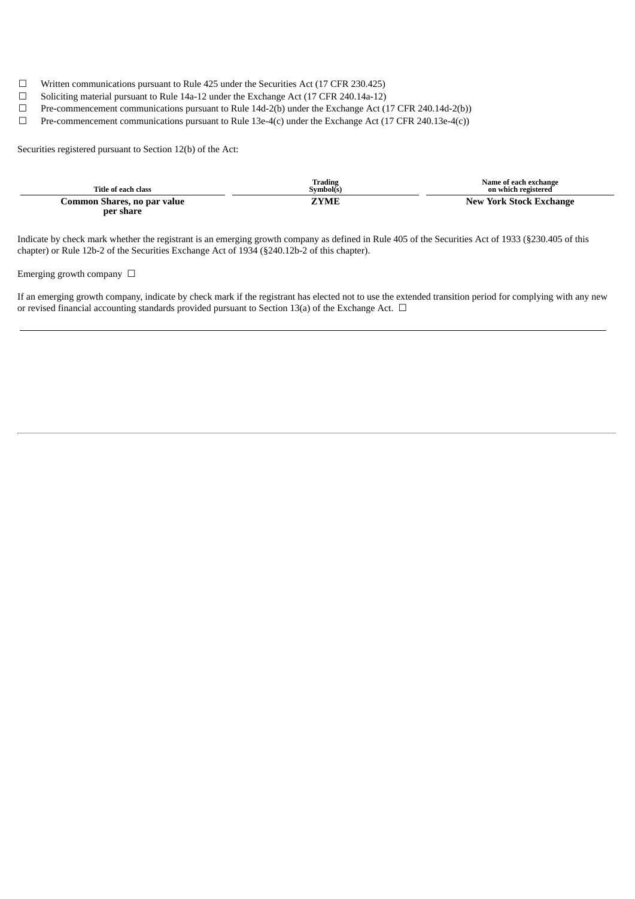☐ Written communications pursuant to Rule 425 under the Securities Act (17 CFR 230.425)

☐ Soliciting material pursuant to Rule 14a-12 under the Exchange Act (17 CFR 240.14a-12)

☐ Pre-commencement communications pursuant to Rule 14d-2(b) under the Exchange Act (17 CFR 240.14d-2(b))

☐ Pre-commencement communications pursuant to Rule 13e-4(c) under the Exchange Act (17 CFR 240.13e-4(c))

Securities registered pursuant to Section 12(b) of the Act:

| Title of each class | Trading Symbol(s) | Name of each exchange on which registered |
|---|---|---|
| **Common Shares, no par value per share** | **ZYME** | **New York Stock Exchange** |

Indicate by check mark whether the registrant is an emerging growth company as defined in Rule 405 of the Securities Act of 1933 (§230.405 of this chapter) or Rule 12b-2 of the Securities Exchange Act of 1934 (§240.12b-2 of this chapter).

Emerging growth company ☐

If an emerging growth company, indicate by check mark if the registrant has elected not to use the extended transition period for complying with any new or revised financial accounting standards provided pursuant to Section 13(a) of the Exchange Act. ☐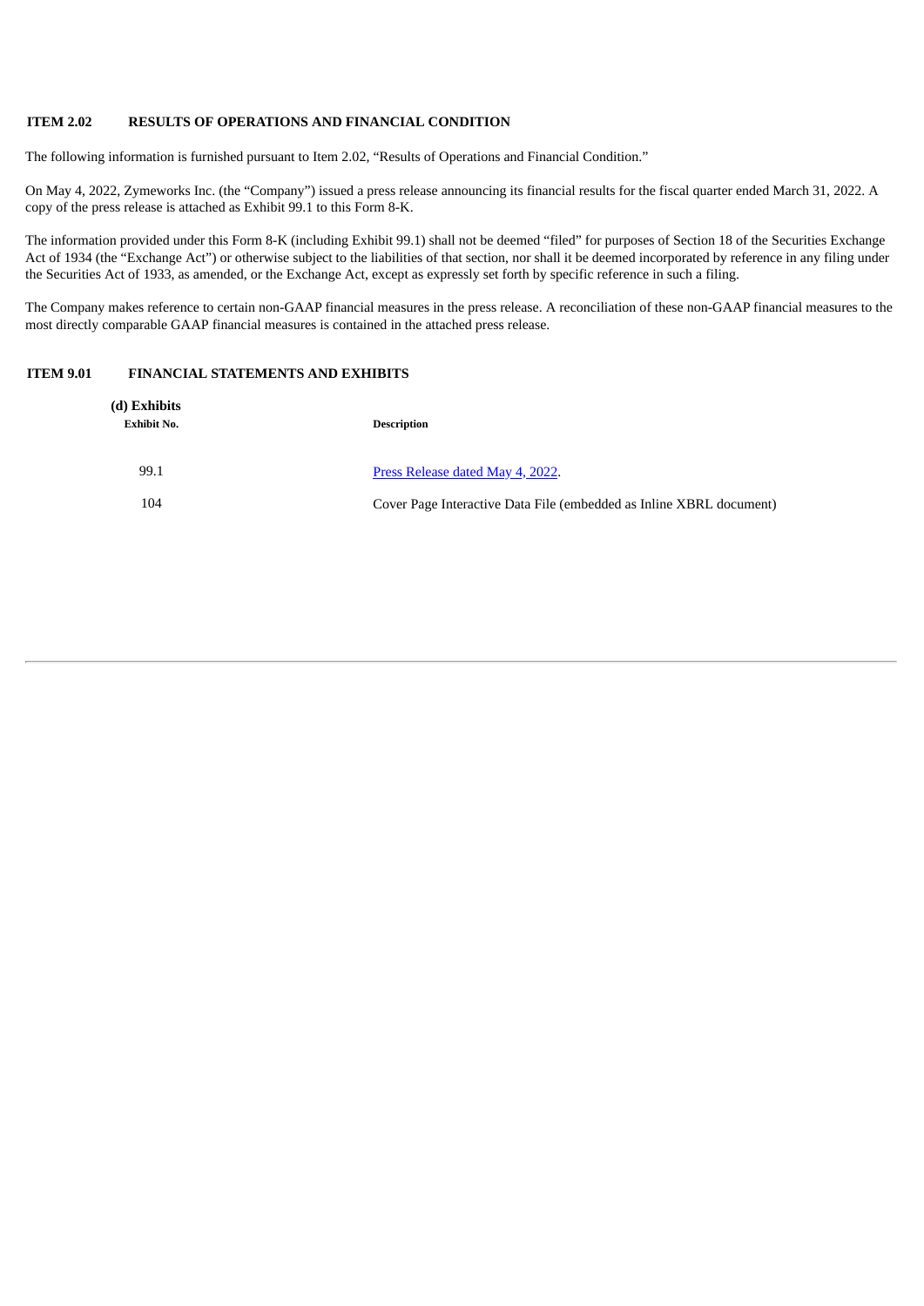## ITEM 2.02 RESULTS OF OPERATIONS AND FINANCIAL CONDITION

The following information is furnished pursuant to Item 2.02, "Results of Operations and Financial Condition."

On May 4, 2022, Zymeworks Inc. (the "Company") issued a press release announcing its financial results for the fiscal quarter ended March 31, 2022. A copy of the press release is attached as Exhibit 99.1 to this Form 8-K.

The information provided under this Form 8-K (including Exhibit 99.1) shall not be deemed "filed" for purposes of Section 18 of the Securities Exchange Act of 1934 (the "Exchange Act") or otherwise subject to the liabilities of that section, nor shall it be deemed incorporated by reference in any filing under the Securities Act of 1933, as amended, or the Exchange Act, except as expressly set forth by specific reference in such a filing.

The Company makes reference to certain non-GAAP financial measures in the press release. A reconciliation of these non-GAAP financial measures to the most directly comparable GAAP financial measures is contained in the attached press release.

## ITEM 9.01 FINANCIAL STATEMENTS AND EXHIBITS

**(d) Exhibits**

| Exhibit No. | Description |
|---|---|
| 99.1 | Press Release dated May 4, 2022. |
| 104 | Cover Page Interactive Data File (embedded as Inline XBRL document) |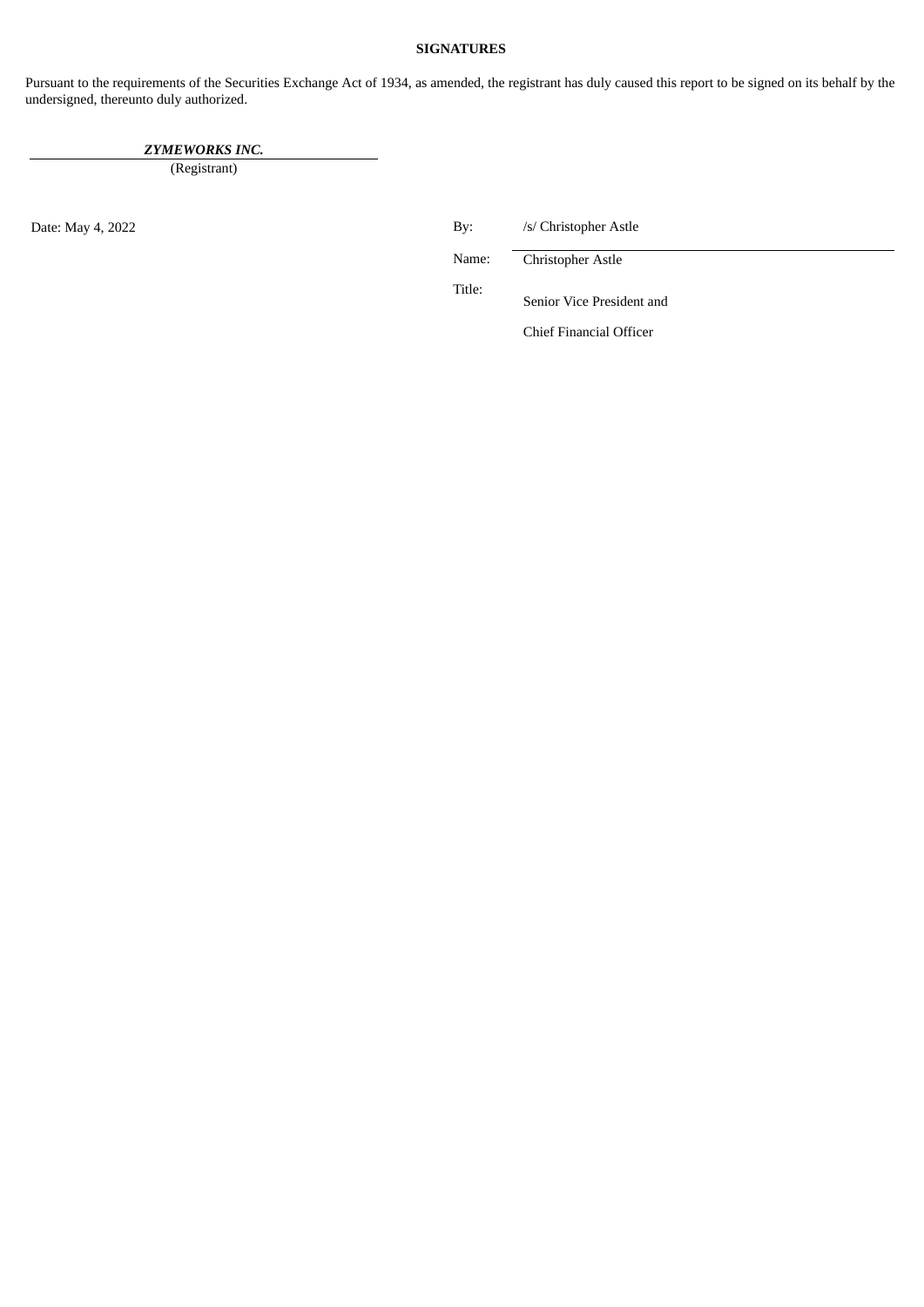**SIGNATURES**

Pursuant to the requirements of the Securities Exchange Act of 1934, as amended, the registrant has duly caused this report to be signed on its behalf by the undersigned, thereunto duly authorized.

***ZYMEWORKS INC.***
(Registrant)

Date: May 4, 2022

| | |
|---|---|
| By: | /s/ Christopher Astle |
| Name: | Christopher Astle |
| Title: | Senior Vice President and Chief Financial Officer |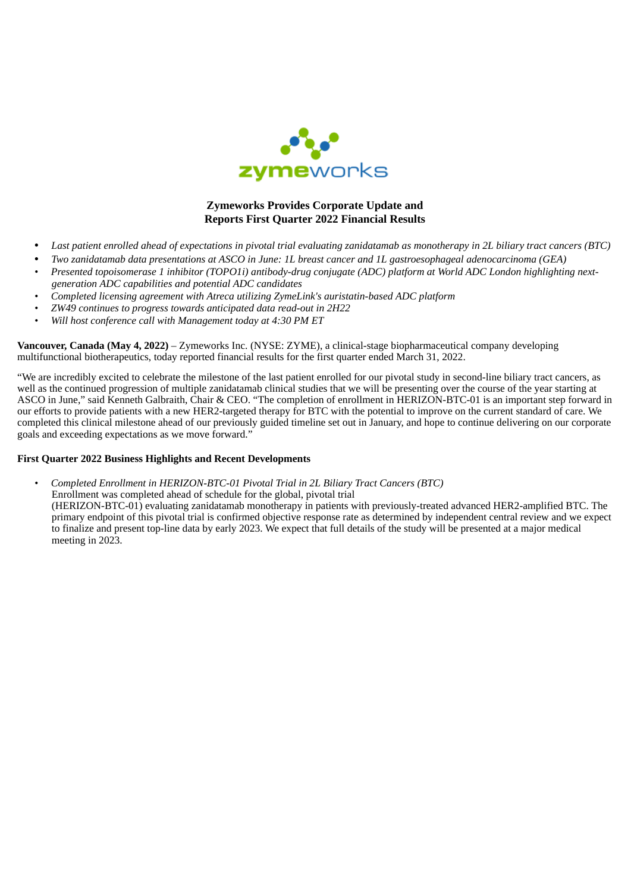zymeworks

# Zymeworks Provides Corporate Update and Reports First Quarter 2022 Financial Results

- *Last patient enrolled ahead of expectations in pivotal trial evaluating zanidatamab as monotherapy in 2L biliary tract cancers (BTC)*
- *Two zanidatamab data presentations at ASCO in June: 1L breast cancer and 1L gastroesophageal adenocarcinoma (GEA)*
- *Presented topoisomerase 1 inhibitor (TOPO1i) antibody-drug conjugate (ADC) platform at World ADC London highlighting next-generation ADC capabilities and potential ADC candidates*
- *Completed licensing agreement with Atreca utilizing ZymeLink's auristatin-based ADC platform*
- *ZW49 continues to progress towards anticipated data read-out in 2H22*
- *Will host conference call with Management today at 4:30 PM ET*

**Vancouver, Canada (May 4, 2022)** – Zymeworks Inc. (NYSE: ZYME), a clinical-stage biopharmaceutical company developing multifunctional biotherapeutics, today reported financial results for the first quarter ended March 31, 2022.

"We are incredibly excited to celebrate the milestone of the last patient enrolled for our pivotal study in second-line biliary tract cancers, as well as the continued progression of multiple zanidatamab clinical studies that we will be presenting over the course of the year starting at ASCO in June," said Kenneth Galbraith, Chair & CEO. "The completion of enrollment in HERIZON-BTC-01 is an important step forward in our efforts to provide patients with a new HER2-targeted therapy for BTC with the potential to improve on the current standard of care. We completed this clinical milestone ahead of our previously guided timeline set out in January, and hope to continue delivering on our corporate goals and exceeding expectations as we move forward."

**First Quarter 2022 Business Highlights and Recent Developments**

- *Completed Enrollment in HERIZON-BTC-01 Pivotal Trial in 2L Biliary Tract Cancers (BTC)*
  Enrollment was completed ahead of schedule for the global, pivotal trial (HERIZON-BTC-01) evaluating zanidatamab monotherapy in patients with previously-treated advanced HER2-amplified BTC. The primary endpoint of this pivotal trial is confirmed objective response rate as determined by independent central review and we expect to finalize and present top-line data by early 2023. We expect that full details of the study will be presented at a major medical meeting in 2023.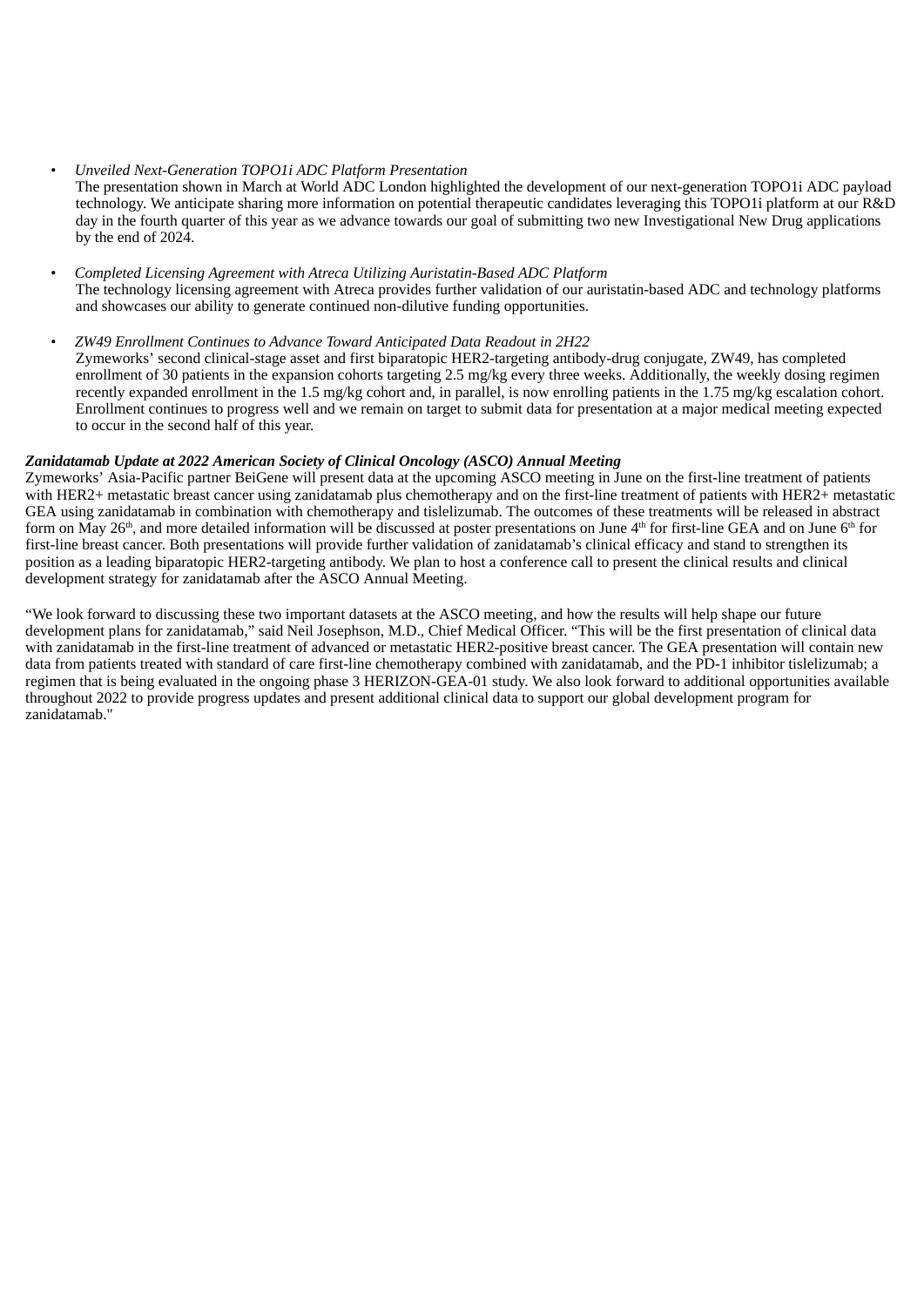- *Unveiled Next-Generation TOPO1i ADC Platform Presentation*
  The presentation shown in March at World ADC London highlighted the development of our next-generation TOPO1i ADC payload technology. We anticipate sharing more information on potential therapeutic candidates leveraging this TOPO1i platform at our R&D day in the fourth quarter of this year as we advance towards our goal of submitting two new Investigational New Drug applications by the end of 2024.

- *Completed Licensing Agreement with Atreca Utilizing Auristatin-Based ADC Platform*
  The technology licensing agreement with Atreca provides further validation of our auristatin-based ADC and technology platforms and showcases our ability to generate continued non-dilutive funding opportunities.

- *ZW49 Enrollment Continues to Advance Toward Anticipated Data Readout in 2H22*
  Zymeworks' second clinical-stage asset and first biparatopic HER2-targeting antibody-drug conjugate, ZW49, has completed enrollment of 30 patients in the expansion cohorts targeting 2.5 mg/kg every three weeks. Additionally, the weekly dosing regimen recently expanded enrollment in the 1.5 mg/kg cohort and, in parallel, is now enrolling patients in the 1.75 mg/kg escalation cohort. Enrollment continues to progress well and we remain on target to submit data for presentation at a major medical meeting expected to occur in the second half of this year.

***Zanidatamab Update at 2022 American Society of Clinical Oncology (ASCO) Annual Meeting***
Zymeworks' Asia-Pacific partner BeiGene will present data at the upcoming ASCO meeting in June on the first-line treatment of patients with HER2+ metastatic breast cancer using zanidatamab plus chemotherapy and on the first-line treatment of patients with HER2+ metastatic GEA using zanidatamab in combination with chemotherapy and tislelizumab. The outcomes of these treatments will be released in abstract form on May 26th, and more detailed information will be discussed at poster presentations on June 4th for first-line GEA and on June 6th for first-line breast cancer. Both presentations will provide further validation of zanidatamab's clinical efficacy and stand to strengthen its position as a leading biparatopic HER2-targeting antibody. We plan to host a conference call to present the clinical results and clinical development strategy for zanidatamab after the ASCO Annual Meeting.

"We look forward to discussing these two important datasets at the ASCO meeting, and how the results will help shape our future development plans for zanidatamab," said Neil Josephson, M.D., Chief Medical Officer. "This will be the first presentation of clinical data with zanidatamab in the first-line treatment of advanced or metastatic HER2-positive breast cancer. The GEA presentation will contain new data from patients treated with standard of care first-line chemotherapy combined with zanidatamab, and the PD-1 inhibitor tislelizumab; a regimen that is being evaluated in the ongoing phase 3 HERIZON-GEA-01 study. We also look forward to additional opportunities available throughout 2022 to provide progress updates and present additional clinical data to support our global development program for zanidatamab."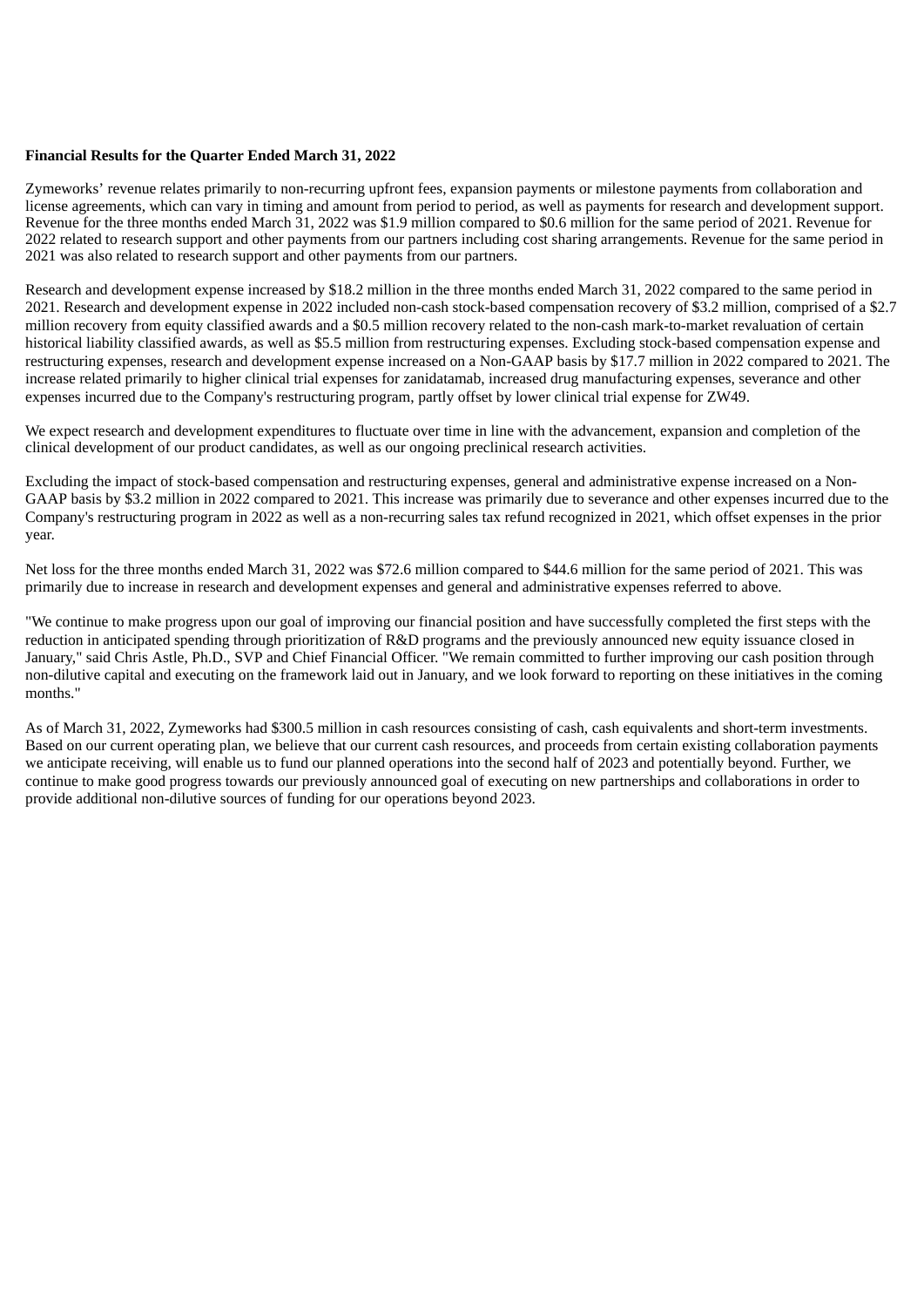**Financial Results for the Quarter Ended March 31, 2022**

Zymeworks' revenue relates primarily to non-recurring upfront fees, expansion payments or milestone payments from collaboration and license agreements, which can vary in timing and amount from period to period, as well as payments for research and development support. Revenue for the three months ended March 31, 2022 was $1.9 million compared to $0.6 million for the same period of 2021. Revenue for 2022 related to research support and other payments from our partners including cost sharing arrangements. Revenue for the same period in 2021 was also related to research support and other payments from our partners.

Research and development expense increased by $18.2 million in the three months ended March 31, 2022 compared to the same period in 2021. Research and development expense in 2022 included non-cash stock-based compensation recovery of $3.2 million, comprised of a $2.7 million recovery from equity classified awards and a $0.5 million recovery related to the non-cash mark-to-market revaluation of certain historical liability classified awards, as well as $5.5 million from restructuring expenses. Excluding stock-based compensation expense and restructuring expenses, research and development expense increased on a Non-GAAP basis by $17.7 million in 2022 compared to 2021. The increase related primarily to higher clinical trial expenses for zanidatamab, increased drug manufacturing expenses, severance and other expenses incurred due to the Company's restructuring program, partly offset by lower clinical trial expense for ZW49.

We expect research and development expenditures to fluctuate over time in line with the advancement, expansion and completion of the clinical development of our product candidates, as well as our ongoing preclinical research activities.

Excluding the impact of stock-based compensation and restructuring expenses, general and administrative expense increased on a Non-GAAP basis by $3.2 million in 2022 compared to 2021. This increase was primarily due to severance and other expenses incurred due to the Company's restructuring program in 2022 as well as a non-recurring sales tax refund recognized in 2021, which offset expenses in the prior year.

Net loss for the three months ended March 31, 2022 was $72.6 million compared to $44.6 million for the same period of 2021. This was primarily due to increase in research and development expenses and general and administrative expenses referred to above.

"We continue to make progress upon our goal of improving our financial position and have successfully completed the first steps with the reduction in anticipated spending through prioritization of R&D programs and the previously announced new equity issuance closed in January," said Chris Astle, Ph.D., SVP and Chief Financial Officer. "We remain committed to further improving our cash position through non-dilutive capital and executing on the framework laid out in January, and we look forward to reporting on these initiatives in the coming months."

As of March 31, 2022, Zymeworks had $300.5 million in cash resources consisting of cash, cash equivalents and short-term investments. Based on our current operating plan, we believe that our current cash resources, and proceeds from certain existing collaboration payments we anticipate receiving, will enable us to fund our planned operations into the second half of 2023 and potentially beyond. Further, we continue to make good progress towards our previously announced goal of executing on new partnerships and collaborations in order to provide additional non-dilutive sources of funding for our operations beyond 2023.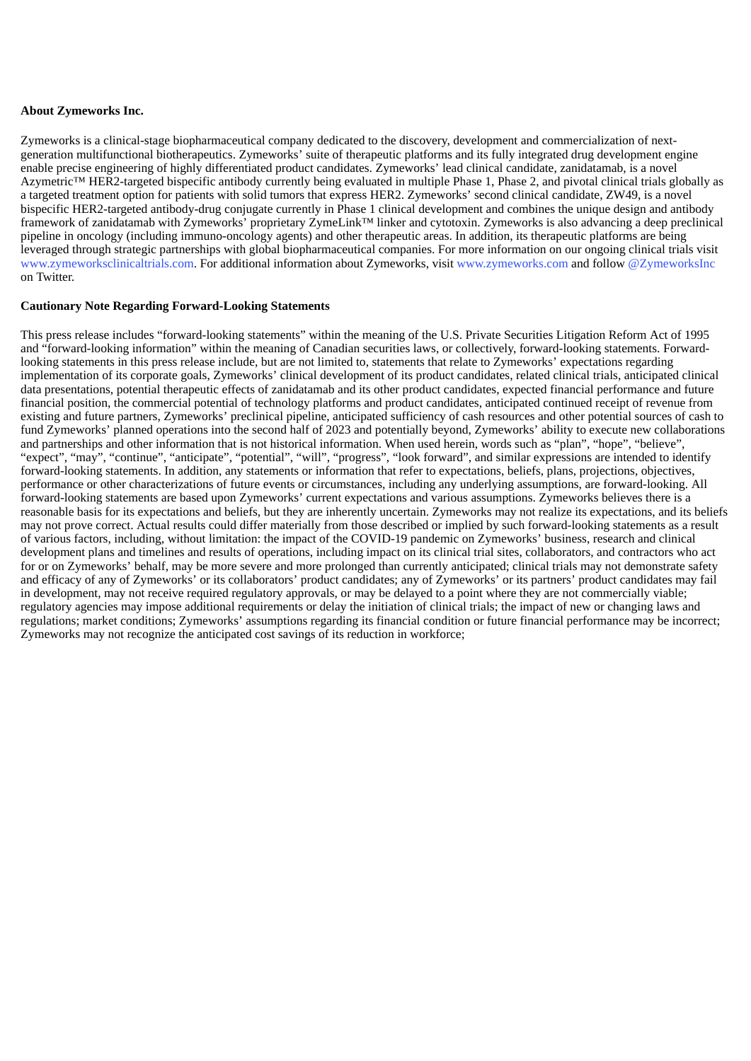**About Zymeworks Inc.**

Zymeworks is a clinical-stage biopharmaceutical company dedicated to the discovery, development and commercialization of next-generation multifunctional biotherapeutics. Zymeworks' suite of therapeutic platforms and its fully integrated drug development engine enable precise engineering of highly differentiated product candidates. Zymeworks' lead clinical candidate, zanidatamab, is a novel Azymetric™ HER2-targeted bispecific antibody currently being evaluated in multiple Phase 1, Phase 2, and pivotal clinical trials globally as a targeted treatment option for patients with solid tumors that express HER2. Zymeworks' second clinical candidate, ZW49, is a novel bispecific HER2-targeted antibody-drug conjugate currently in Phase 1 clinical development and combines the unique design and antibody framework of zanidatamab with Zymeworks' proprietary ZymeLink™ linker and cytotoxin. Zymeworks is also advancing a deep preclinical pipeline in oncology (including immuno-oncology agents) and other therapeutic areas. In addition, its therapeutic platforms are being leveraged through strategic partnerships with global biopharmaceutical companies. For more information on our ongoing clinical trials visit www.zymeworksclinicaltrials.com. For additional information about Zymeworks, visit www.zymeworks.com and follow @ZymeworksInc on Twitter.

**Cautionary Note Regarding Forward-Looking Statements**

This press release includes "forward-looking statements" within the meaning of the U.S. Private Securities Litigation Reform Act of 1995 and "forward-looking information" within the meaning of Canadian securities laws, or collectively, forward-looking statements. Forward-looking statements in this press release include, but are not limited to, statements that relate to Zymeworks' expectations regarding implementation of its corporate goals, Zymeworks' clinical development of its product candidates, related clinical trials, anticipated clinical data presentations, potential therapeutic effects of zanidatamab and its other product candidates, expected financial performance and future financial position, the commercial potential of technology platforms and product candidates, anticipated continued receipt of revenue from existing and future partners, Zymeworks' preclinical pipeline, anticipated sufficiency of cash resources and other potential sources of cash to fund Zymeworks' planned operations into the second half of 2023 and potentially beyond, Zymeworks' ability to execute new collaborations and partnerships and other information that is not historical information. When used herein, words such as "plan", "hope", "believe", "expect", "may", "continue", "anticipate", "potential", "will", "progress", "look forward", and similar expressions are intended to identify forward-looking statements. In addition, any statements or information that refer to expectations, beliefs, plans, projections, objectives, performance or other characterizations of future events or circumstances, including any underlying assumptions, are forward-looking. All forward-looking statements are based upon Zymeworks' current expectations and various assumptions. Zymeworks believes there is a reasonable basis for its expectations and beliefs, but they are inherently uncertain. Zymeworks may not realize its expectations, and its beliefs may not prove correct. Actual results could differ materially from those described or implied by such forward-looking statements as a result of various factors, including, without limitation: the impact of the COVID-19 pandemic on Zymeworks' business, research and clinical development plans and timelines and results of operations, including impact on its clinical trial sites, collaborators, and contractors who act for or on Zymeworks' behalf, may be more severe and more prolonged than currently anticipated; clinical trials may not demonstrate safety and efficacy of any of Zymeworks' or its collaborators' product candidates; any of Zymeworks' or its partners' product candidates may fail in development, may not receive required regulatory approvals, or may be delayed to a point where they are not commercially viable; regulatory agencies may impose additional requirements or delay the initiation of clinical trials; the impact of new or changing laws and regulations; market conditions; Zymeworks' assumptions regarding its financial condition or future financial performance may be incorrect; Zymeworks may not recognize the anticipated cost savings of its reduction in workforce;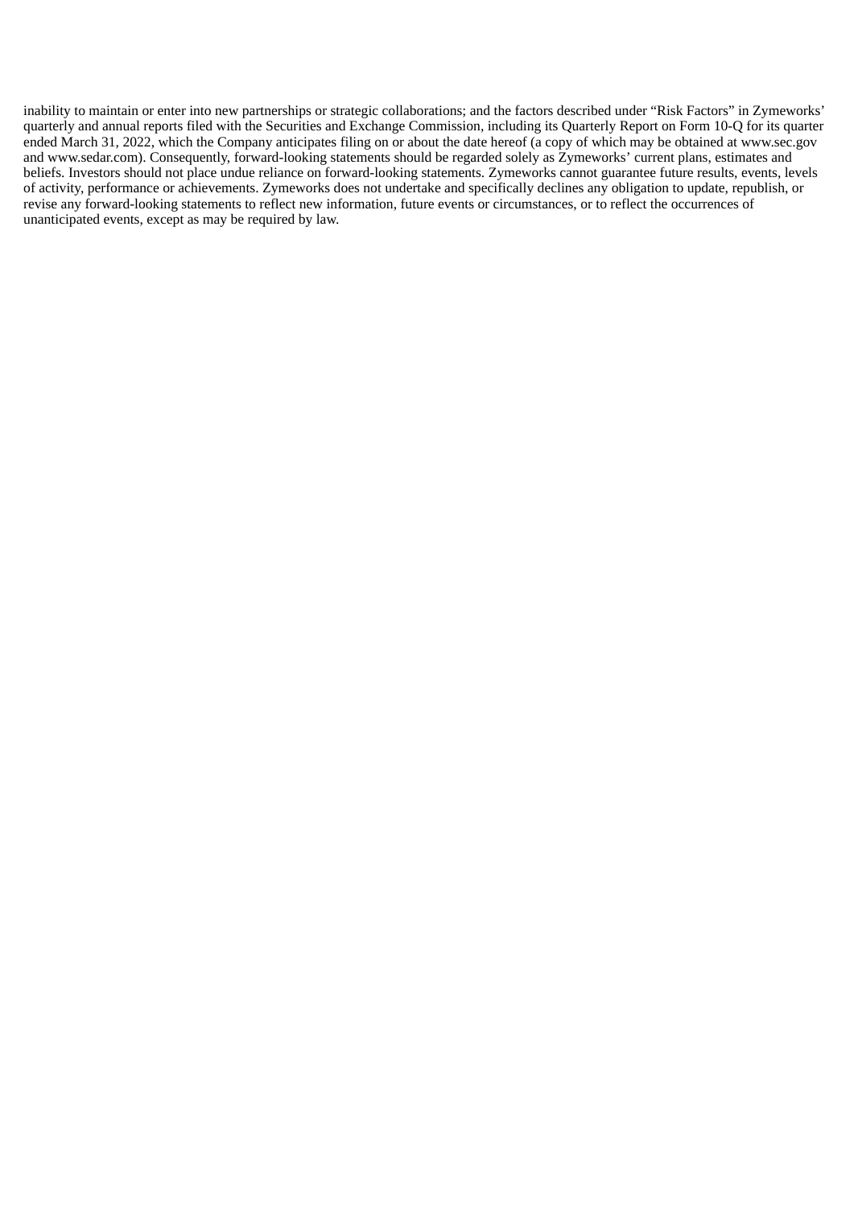inability to maintain or enter into new partnerships or strategic collaborations; and the factors described under "Risk Factors" in Zymeworks' quarterly and annual reports filed with the Securities and Exchange Commission, including its Quarterly Report on Form 10-Q for its quarter ended March 31, 2022, which the Company anticipates filing on or about the date hereof (a copy of which may be obtained at www.sec.gov and www.sedar.com). Consequently, forward-looking statements should be regarded solely as Zymeworks' current plans, estimates and beliefs. Investors should not place undue reliance on forward-looking statements. Zymeworks cannot guarantee future results, events, levels of activity, performance or achievements. Zymeworks does not undertake and specifically declines any obligation to update, republish, or revise any forward-looking statements to reflect new information, future events or circumstances, or to reflect the occurrences of unanticipated events, except as may be required by law.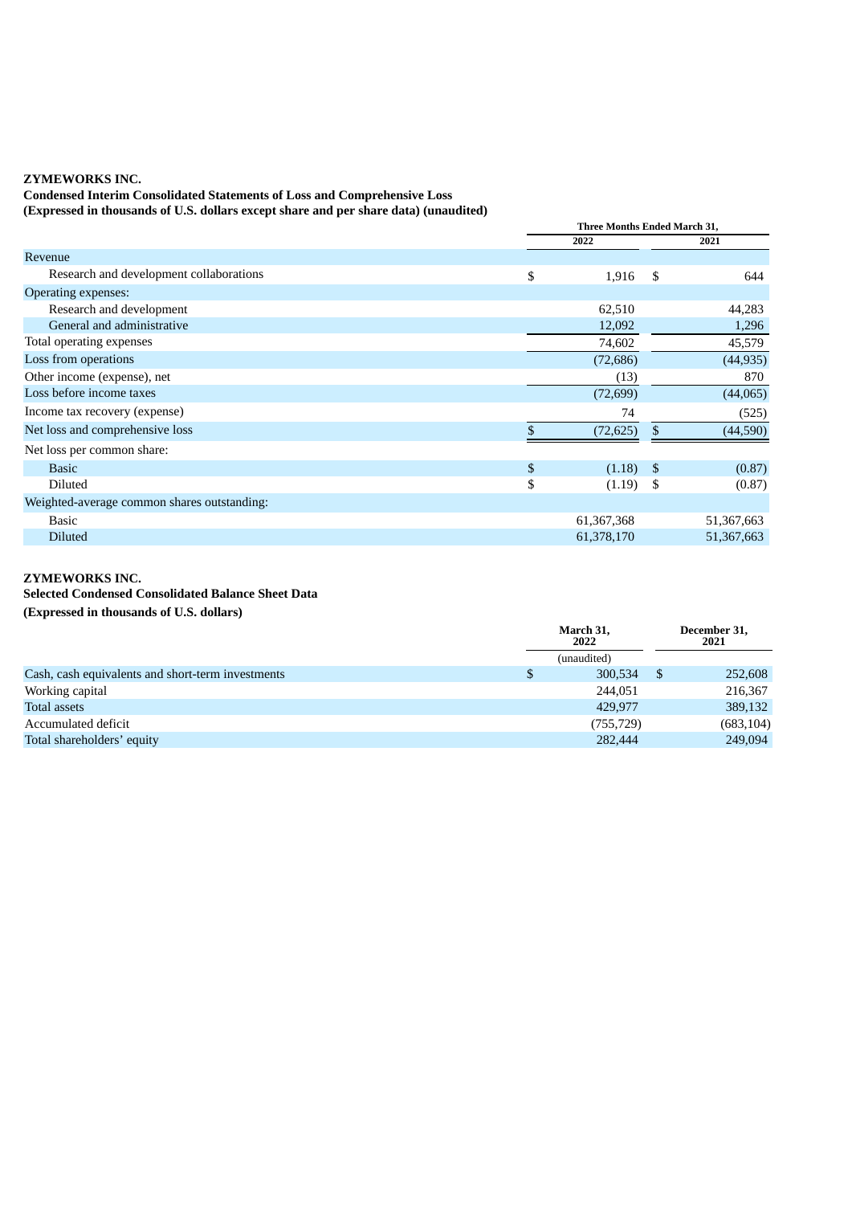**ZYMEWORKS INC.**

**Condensed Interim Consolidated Statements of Loss and Comprehensive Loss**

**(Expressed in thousands of U.S. dollars except share and per share data) (unaudited)**

| | Three Months Ended March 31, | |
|---|---|---|
| | 2022 | 2021 |
| Revenue | | |
| Research and development collaborations | $ 1,916 | $ 644 |
| Operating expenses: | | |
| Research and development | 62,510 | 44,283 |
| General and administrative | 12,092 | 1,296 |
| Total operating expenses | 74,602 | 45,579 |
| Loss from operations | (72,686) | (44,935) |
| Other income (expense), net | (13) | 870 |
| Loss before income taxes | (72,699) | (44,065) |
| Income tax recovery (expense) | 74 | (525) |
| Net loss and comprehensive loss | $ (72,625) | $ (44,590) |
| Net loss per common share: | | |
| Basic | $ (1.18) | $ (0.87) |
| Diluted | $ (1.19) | $ (0.87) |
| Weighted-average common shares outstanding: | | |
| Basic | 61,367,368 | 51,367,663 |
| Diluted | 61,378,170 | 51,367,663 |

**ZYMEWORKS INC.**

**Selected Condensed Consolidated Balance Sheet Data**

**(Expressed in thousands of U.S. dollars)**

| | March 31, 2022 | December 31, 2021 |
|---|---|---|
| | (unaudited) | |
| Cash, cash equivalents and short-term investments | $ 300,534 | $ 252,608 |
| Working capital | 244,051 | 216,367 |
| Total assets | 429,977 | 389,132 |
| Accumulated deficit | (755,729) | (683,104) |
| Total shareholders' equity | 282,444 | 249,094 |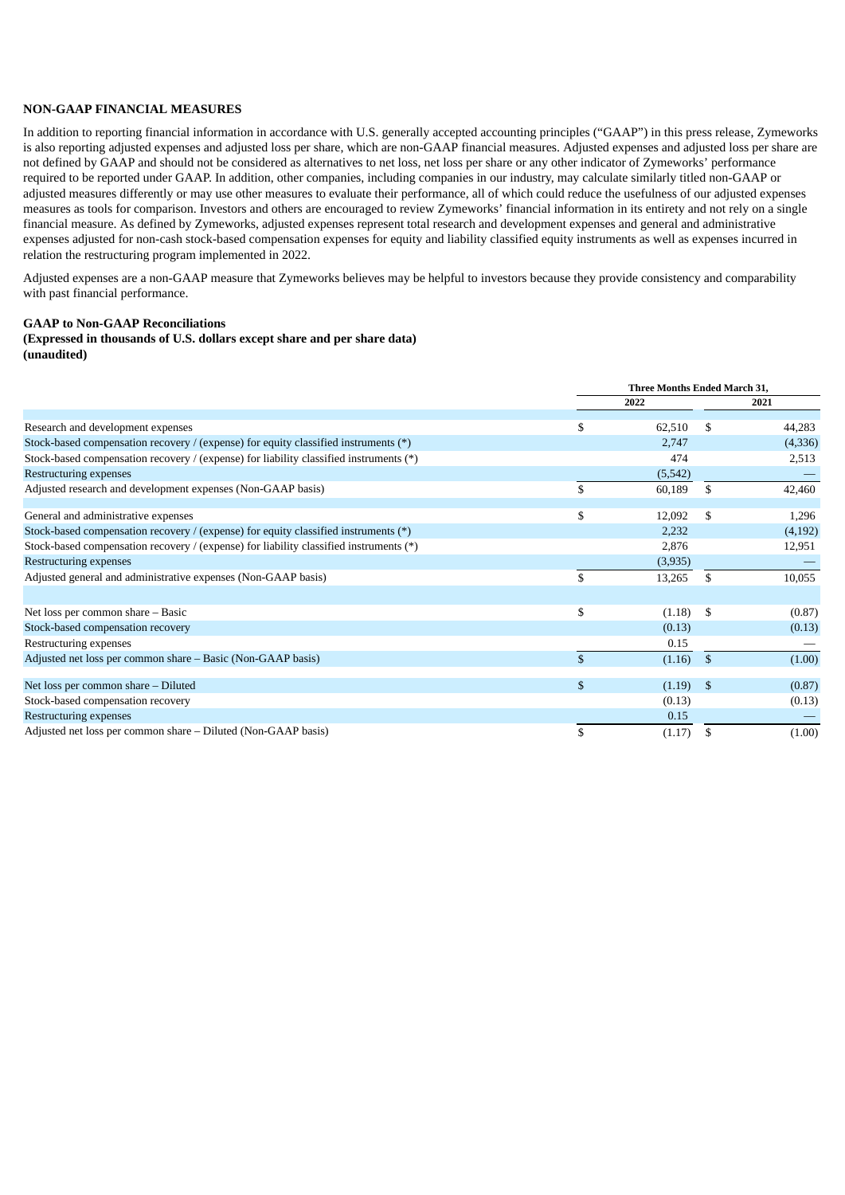**NON-GAAP FINANCIAL MEASURES**

In addition to reporting financial information in accordance with U.S. generally accepted accounting principles ("GAAP") in this press release, Zymeworks is also reporting adjusted expenses and adjusted loss per share, which are non-GAAP financial measures. Adjusted expenses and adjusted loss per share are not defined by GAAP and should not be considered as alternatives to net loss, net loss per share or any other indicator of Zymeworks' performance required to be reported under GAAP. In addition, other companies, including companies in our industry, may calculate similarly titled non-GAAP or adjusted measures differently or may use other measures to evaluate their performance, all of which could reduce the usefulness of our adjusted expenses measures as tools for comparison. Investors and others are encouraged to review Zymeworks' financial information in its entirety and not rely on a single financial measure. As defined by Zymeworks, adjusted expenses represent total research and development expenses and general and administrative expenses adjusted for non-cash stock-based compensation expenses for equity and liability classified equity instruments as well as expenses incurred in relation the restructuring program implemented in 2022.

Adjusted expenses are a non-GAAP measure that Zymeworks believes may be helpful to investors because they provide consistency and comparability with past financial performance.

**GAAP to Non-GAAP Reconciliations**
**(Expressed in thousands of U.S. dollars except share and per share data)**
**(unaudited)**

| | Three Months Ended March 31, | |
|---|---|---|
| | 2022 | 2021 |
| Research and development expenses | $ 62,510 | $ 44,283 |
| Stock-based compensation recovery / (expense) for equity classified instruments (*) | 2,747 | (4,336) |
| Stock-based compensation recovery / (expense) for liability classified instruments (*) | 474 | 2,513 |
| Restructuring expenses | (5,542) | — |
| Adjusted research and development expenses (Non-GAAP basis) | $ 60,189 | $ 42,460 |
| | | |
| General and administrative expenses | $ 12,092 | $ 1,296 |
| Stock-based compensation recovery / (expense) for equity classified instruments (*) | 2,232 | (4,192) |
| Stock-based compensation recovery / (expense) for liability classified instruments (*) | 2,876 | 12,951 |
| Restructuring expenses | (3,935) | — |
| Adjusted general and administrative expenses (Non-GAAP basis) | $ 13,265 | $ 10,055 |
| | | |
| Net loss per common share – Basic | $ (1.18) | $ (0.87) |
| Stock-based compensation recovery | (0.13) | (0.13) |
| Restructuring expenses | 0.15 | — |
| Adjusted net loss per common share – Basic (Non-GAAP basis) | $ (1.16) | $ (1.00) |
| | | |
| Net loss per common share – Diluted | $ (1.19) | $ (0.87) |
| Stock-based compensation recovery | (0.13) | (0.13) |
| Restructuring expenses | 0.15 | — |
| Adjusted net loss per common share – Diluted (Non-GAAP basis) | $ (1.17) | $ (1.00) |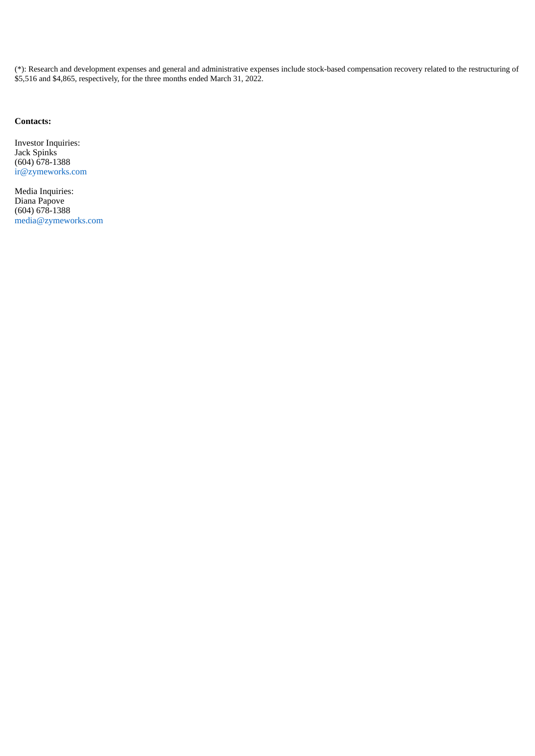(*): Research and development expenses and general and administrative expenses include stock-based compensation recovery related to the restructuring of $5,516 and $4,865, respectively, for the three months ended March 31, 2022.

**Contacts:**

Investor Inquiries:
Jack Spinks
(604) 678-1388
ir@zymeworks.com

Media Inquiries:
Diana Papove
(604) 678-1388
media@zymeworks.com